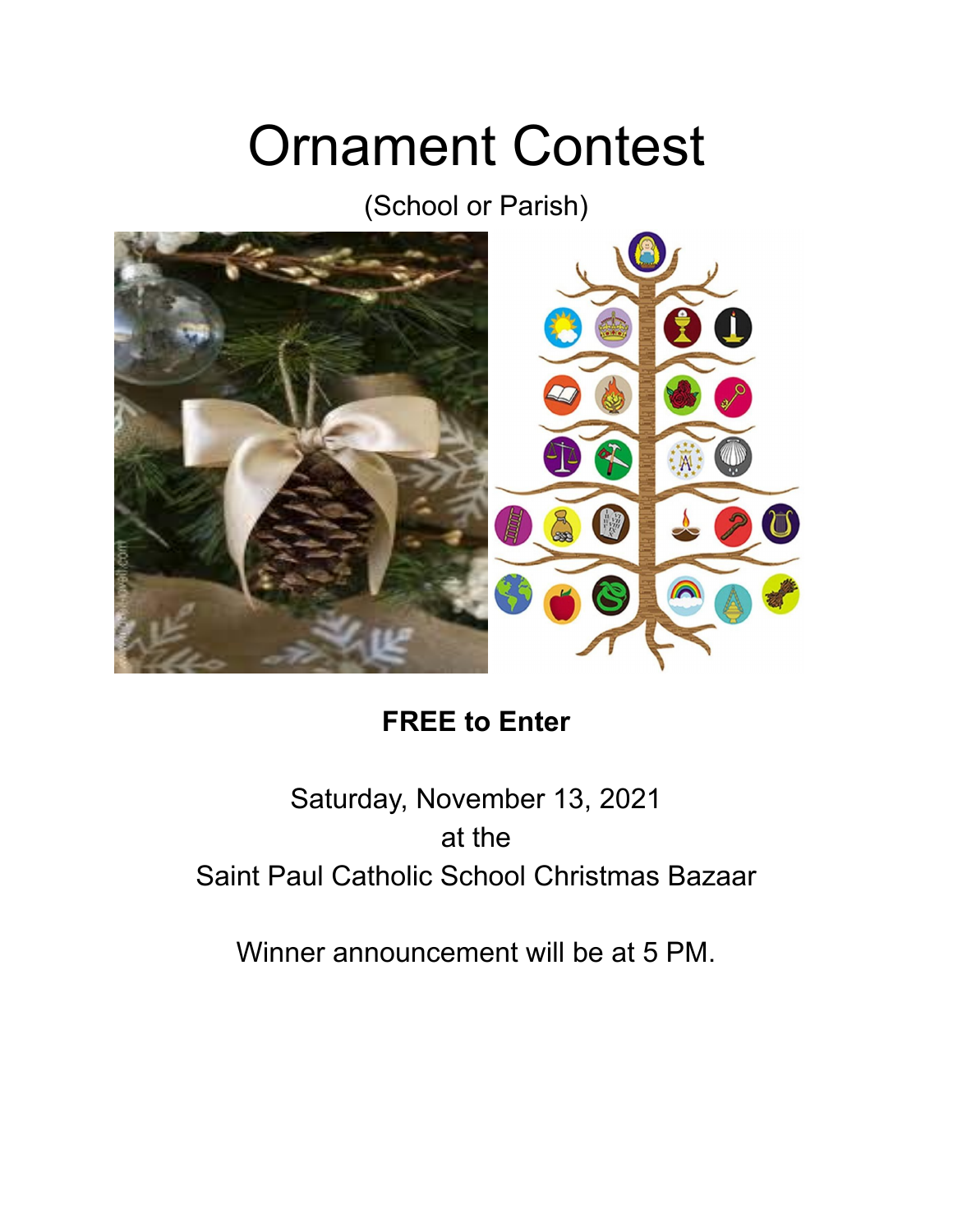# Ornament Contest

(School or Parish)

**FREE to Enter**

Saturday, November 13, 2021
at the
Saint Paul Catholic School Christmas Bazaar

Winner announcement will be at 5 PM.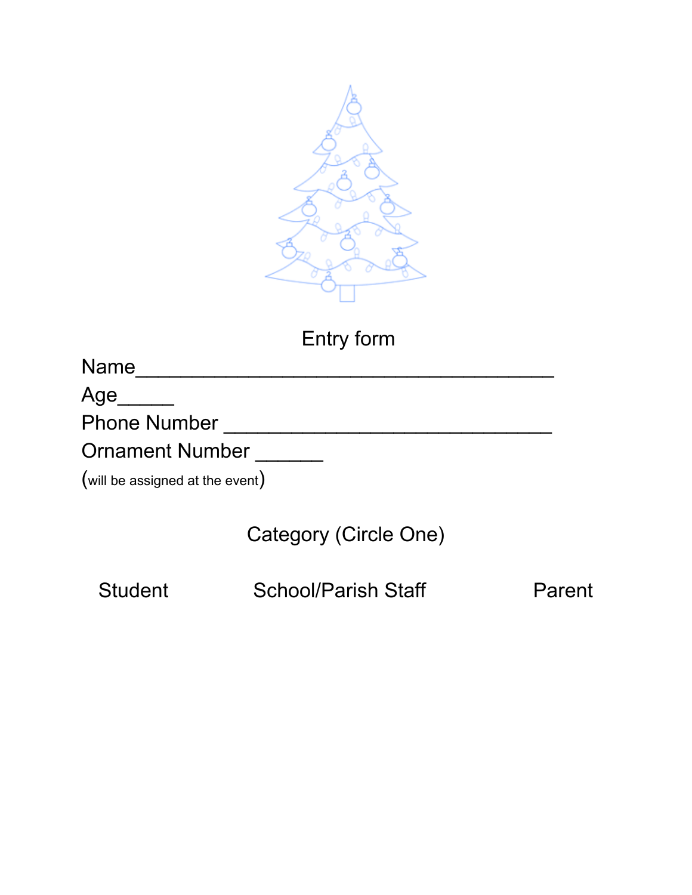# Entry form

Name_____________________________________

Age_____

Phone Number _____________________________

Ornament Number ______

(will be assigned at the event)

## Category (Circle One)

Student School/Parish Staff Parent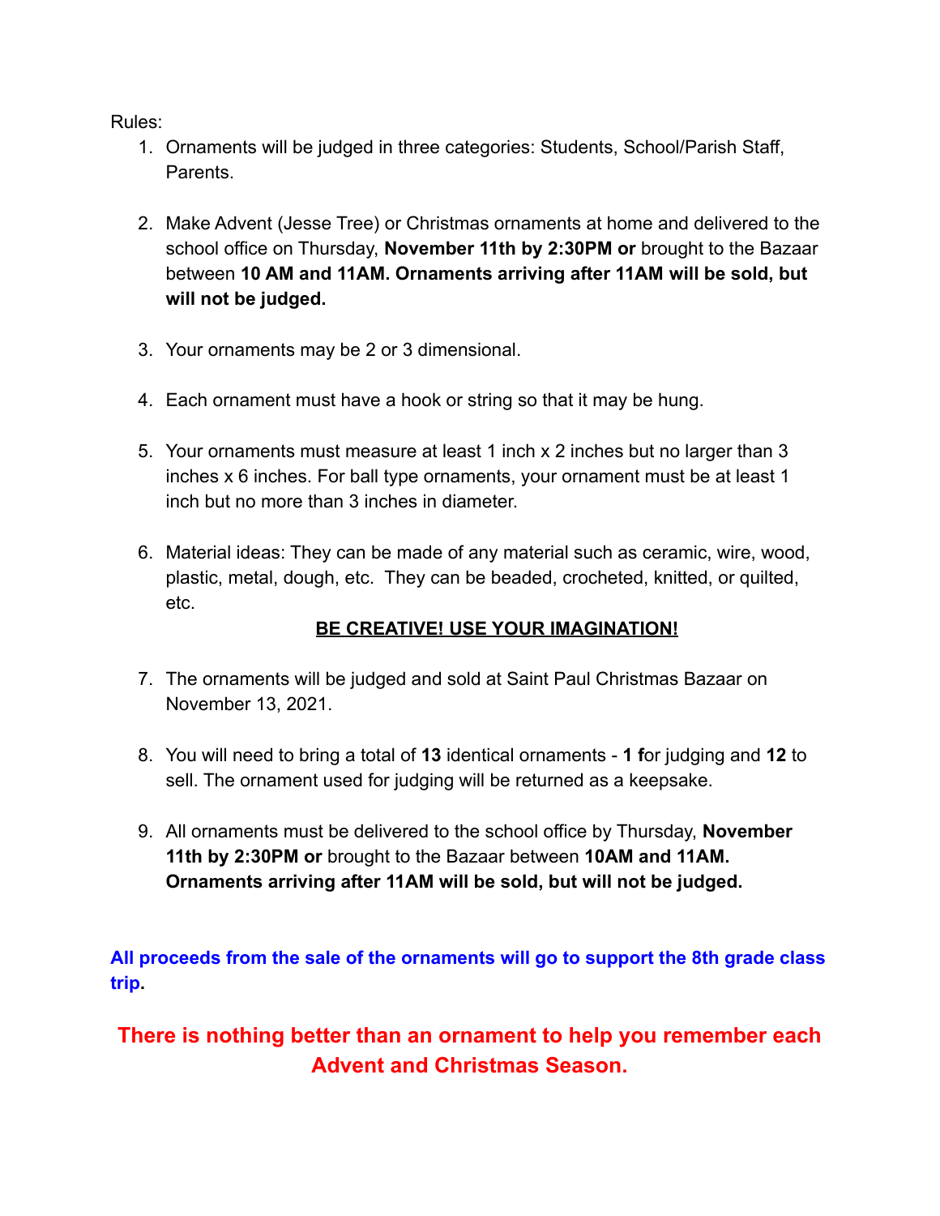Rules:

1. Ornaments will be judged in three categories: Students, School/Parish Staff, Parents.

2. Make Advent (Jesse Tree) or Christmas ornaments at home and delivered to the school office on Thursday, **November 11th by 2:30PM or** brought to the Bazaar between **10 AM and 11AM. Ornaments arriving after 11AM will be sold, but will not be judged.**

3. Your ornaments may be 2 or 3 dimensional.

4. Each ornament must have a hook or string so that it may be hung.

5. Your ornaments must measure at least 1 inch x 2 inches but no larger than 3 inches x 6 inches. For ball type ornaments, your ornament must be at least 1 inch but no more than 3 inches in diameter.

6. Material ideas: They can be made of any material such as ceramic, wire, wood, plastic, metal, dough, etc. They can be beaded, crocheted, knitted, or quilted, etc.

   **BE CREATIVE! USE YOUR IMAGINATION!**

7. The ornaments will be judged and sold at Saint Paul Christmas Bazaar on November 13, 2021.

8. You will need to bring a total of **13** identical ornaments - **1 f**or judging and **12** to sell. The ornament used for judging will be returned as a keepsake.

9. All ornaments must be delivered to the school office by Thursday, **November 11th by 2:30PM or** brought to the Bazaar between **10AM and 11AM. Ornaments arriving after 11AM will be sold, but will not be judged.**

**All proceeds from the sale of the ornaments will go to support the 8th grade class trip.**

**There is nothing better than an ornament to help you remember each Advent and Christmas Season.**